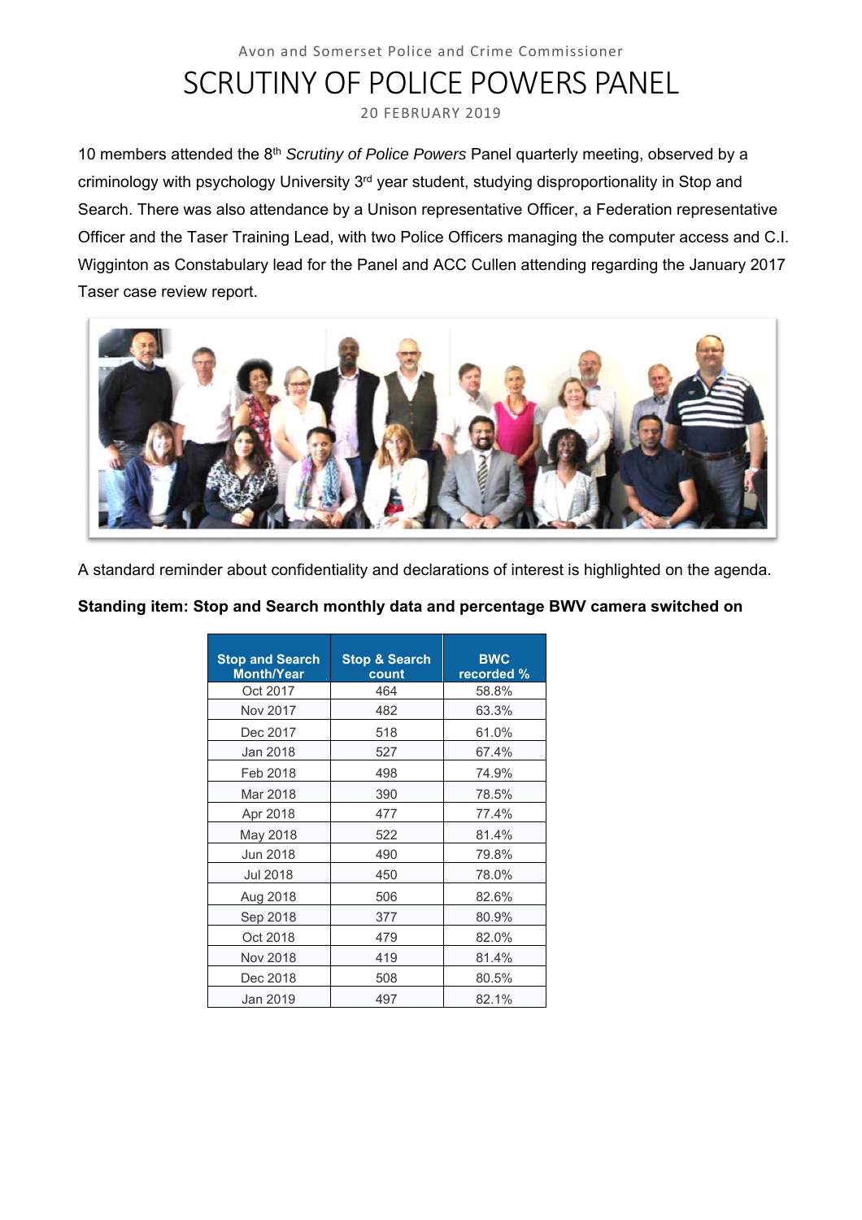Avon and Somerset Police and Crime Commissioner

# SCRUTINY OF POLICE POWERS PANEL

20 FEBRUARY 2019

10 members attended the 8th *Scrutiny of Police Powers* Panel quarterly meeting, observed by a criminology with psychology University 3rd year student, studying disproportionality in Stop and Search. There was also attendance by a Unison representative Officer, a Federation representative Officer and the Taser Training Lead, with two Police Officers managing the computer access and C.I. Wigginton as Constabulary lead for the Panel and ACC Cullen attending regarding the January 2017 Taser case review report.

A standard reminder about confidentiality and declarations of interest is highlighted on the agenda.

**Standing item: Stop and Search monthly data and percentage BWV camera switched on**

| Stop and Search Month/Year | Stop & Search count | BWC recorded % |
|---|---|---|
| Oct 2017 | 464 | 58.8% |
| Nov 2017 | 482 | 63.3% |
| Dec 2017 | 518 | 61.0% |
| Jan 2018 | 527 | 67.4% |
| Feb 2018 | 498 | 74.9% |
| Mar 2018 | 390 | 78.5% |
| Apr 2018 | 477 | 77.4% |
| May 2018 | 522 | 81.4% |
| Jun 2018 | 490 | 79.8% |
| Jul 2018 | 450 | 78.0% |
| Aug 2018 | 506 | 82.6% |
| Sep 2018 | 377 | 80.9% |
| Oct 2018 | 479 | 82.0% |
| Nov 2018 | 419 | 81.4% |
| Dec 2018 | 508 | 80.5% |
| Jan 2019 | 497 | 82.1% |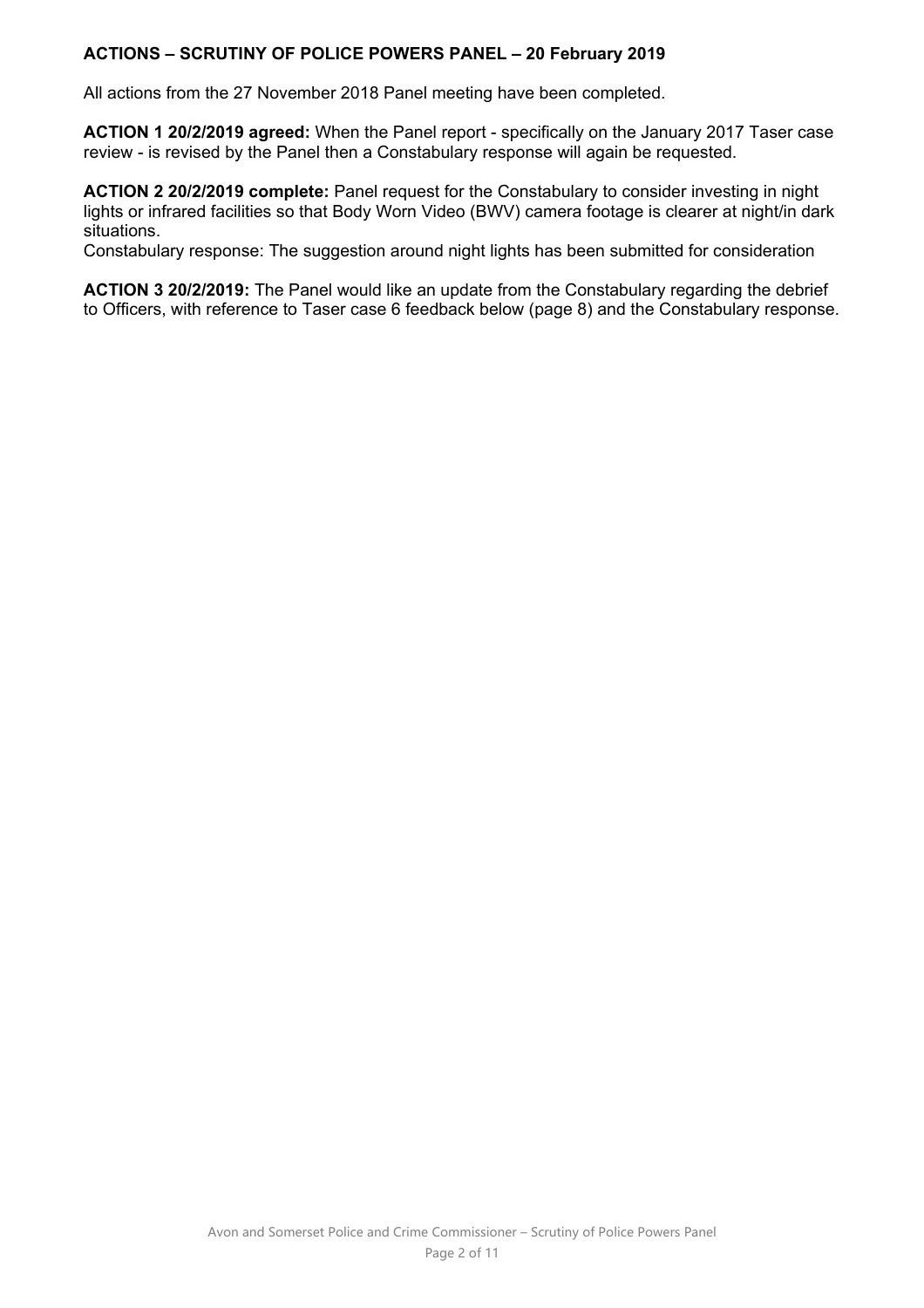## ACTIONS – SCRUTINY OF POLICE POWERS PANEL – 20 February 2019

All actions from the 27 November 2018 Panel meeting have been completed.

**ACTION 1 20/2/2019 agreed:** When the Panel report - specifically on the January 2017 Taser case review - is revised by the Panel then a Constabulary response will again be requested.

**ACTION 2 20/2/2019 complete:** Panel request for the Constabulary to consider investing in night lights or infrared facilities so that Body Worn Video (BWV) camera footage is clearer at night/in dark situations.
Constabulary response: The suggestion around night lights has been submitted for consideration

**ACTION 3 20/2/2019:** The Panel would like an update from the Constabulary regarding the debrief to Officers, with reference to Taser case 6 feedback below (page 8) and the Constabulary response.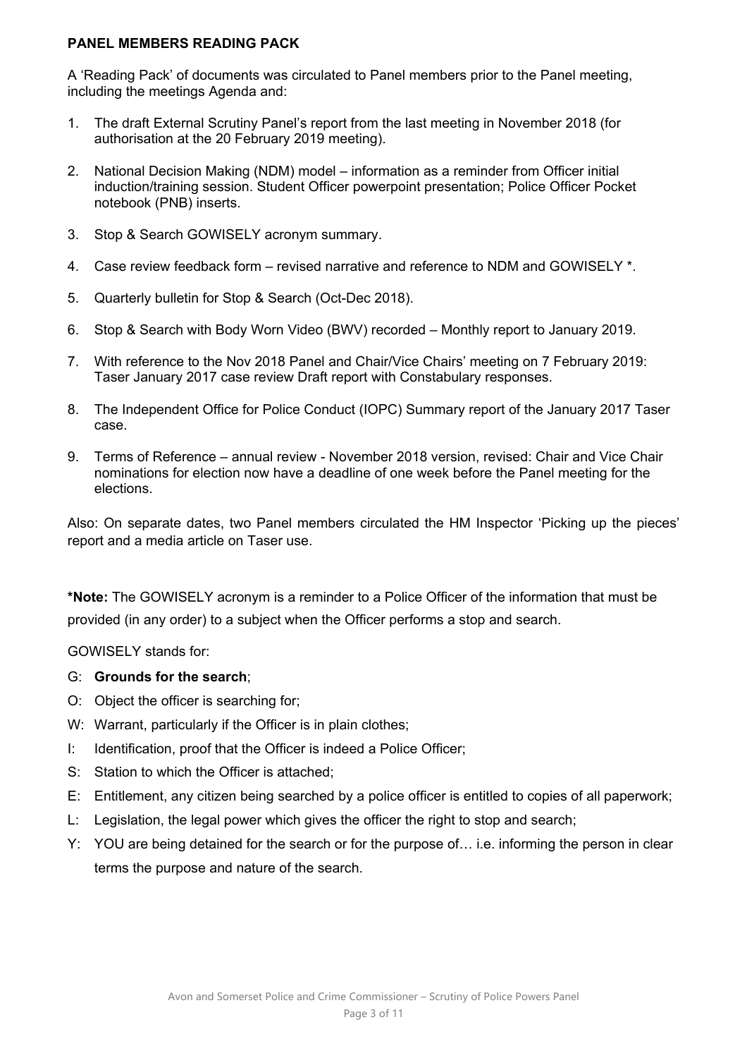**PANEL MEMBERS READING PACK**

A 'Reading Pack' of documents was circulated to Panel members prior to the Panel meeting, including the meetings Agenda and:

1. The draft External Scrutiny Panel's report from the last meeting in November 2018 (for authorisation at the 20 February 2019 meeting).
2. National Decision Making (NDM) model – information as a reminder from Officer initial induction/training session. Student Officer powerpoint presentation; Police Officer Pocket notebook (PNB) inserts.
3. Stop & Search GOWISELY acronym summary.
4. Case review feedback form – revised narrative and reference to NDM and GOWISELY *.
5. Quarterly bulletin for Stop & Search (Oct-Dec 2018).
6. Stop & Search with Body Worn Video (BWV) recorded – Monthly report to January 2019.
7. With reference to the Nov 2018 Panel and Chair/Vice Chairs' meeting on 7 February 2019: Taser January 2017 case review Draft report with Constabulary responses.
8. The Independent Office for Police Conduct (IOPC) Summary report of the January 2017 Taser case.
9. Terms of Reference – annual review - November 2018 version, revised: Chair and Vice Chair nominations for election now have a deadline of one week before the Panel meeting for the elections.

Also: On separate dates, two Panel members circulated the HM Inspector 'Picking up the pieces' report and a media article on Taser use.

**\*Note:** The GOWISELY acronym is a reminder to a Police Officer of the information that must be provided (in any order) to a subject when the Officer performs a stop and search.

GOWISELY stands for:

- G: **Grounds for the search**;
- O: Object the officer is searching for;
- W: Warrant, particularly if the Officer is in plain clothes;
- I: Identification, proof that the Officer is indeed a Police Officer;
- S: Station to which the Officer is attached;
- E: Entitlement, any citizen being searched by a police officer is entitled to copies of all paperwork;
- L: Legislation, the legal power which gives the officer the right to stop and search;
- Y: YOU are being detained for the search or for the purpose of… i.e. informing the person in clear terms the purpose and nature of the search.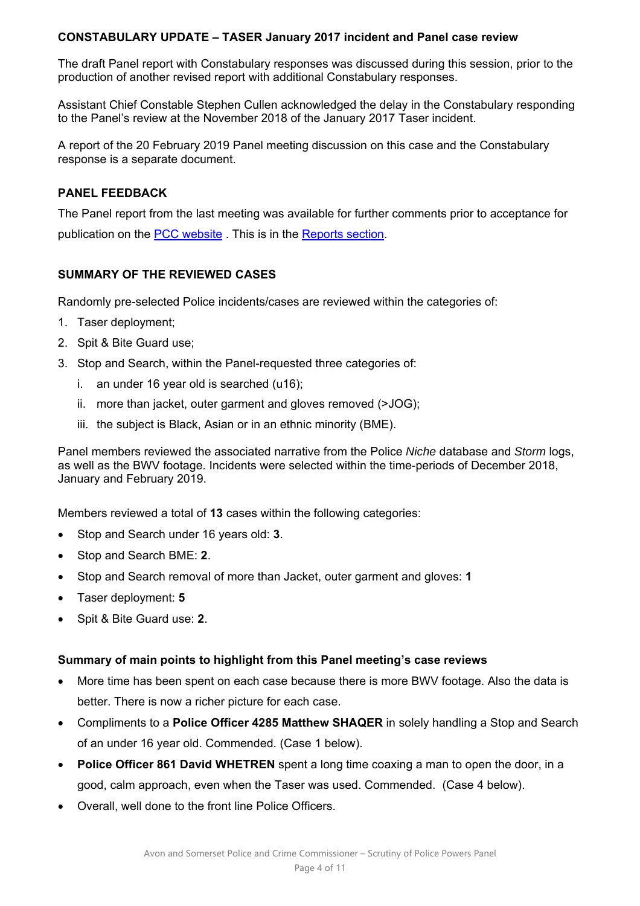**CONSTABULARY UPDATE – TASER January 2017 incident and Panel case review**

The draft Panel report with Constabulary responses was discussed during this session, prior to the production of another revised report with additional Constabulary responses.

Assistant Chief Constable Stephen Cullen acknowledged the delay in the Constabulary responding to the Panel's review at the November 2018 of the January 2017 Taser incident.

A report of the 20 February 2019 Panel meeting discussion on this case and the Constabulary response is a separate document.

**PANEL FEEDBACK**

The Panel report from the last meeting was available for further comments prior to acceptance for publication on the PCC website . This is in the Reports section.

**SUMMARY OF THE REVIEWED CASES**

Randomly pre-selected Police incidents/cases are reviewed within the categories of:

1. Taser deployment;
2. Spit & Bite Guard use;
3. Stop and Search, within the Panel-requested three categories of:
   i. an under 16 year old is searched (u16);
   ii. more than jacket, outer garment and gloves removed (>JOG);
   iii. the subject is Black, Asian or in an ethnic minority (BME).

Panel members reviewed the associated narrative from the Police *Niche* database and *Storm* logs, as well as the BWV footage. Incidents were selected within the time-periods of December 2018, January and February 2019.

Members reviewed a total of **13** cases within the following categories:

- Stop and Search under 16 years old: **3**.
- Stop and Search BME: **2**.
- Stop and Search removal of more than Jacket, outer garment and gloves: **1**
- Taser deployment: **5**
- Spit & Bite Guard use: **2**.

**Summary of main points to highlight from this Panel meeting's case reviews**

- More time has been spent on each case because there is more BWV footage. Also the data is better. There is now a richer picture for each case.
- Compliments to a **Police Officer 4285 Matthew SHAQER** in solely handling a Stop and Search of an under 16 year old. Commended. (Case 1 below).
- **Police Officer 861 David WHETREN** spent a long time coaxing a man to open the door, in a good, calm approach, even when the Taser was used. Commended. (Case 4 below).
- Overall, well done to the front line Police Officers.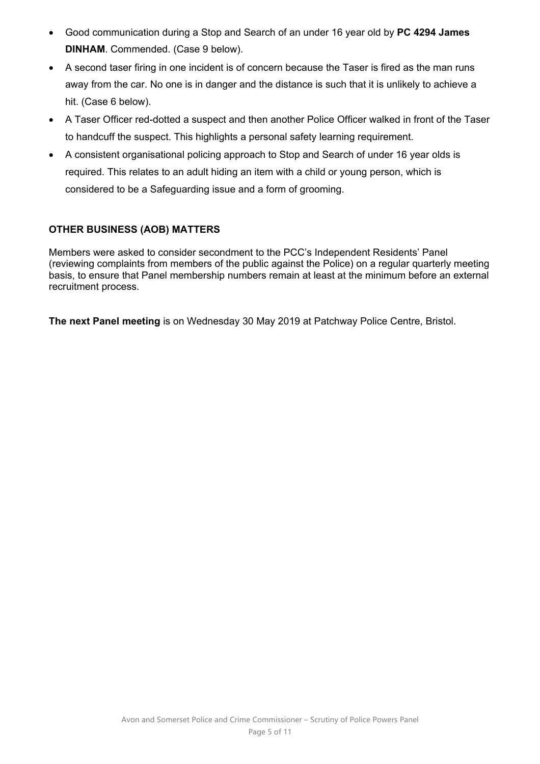- Good communication during a Stop and Search of an under 16 year old by **PC 4294 James DINHAM**. Commended. (Case 9 below).
- A second taser firing in one incident is of concern because the Taser is fired as the man runs away from the car. No one is in danger and the distance is such that it is unlikely to achieve a hit. (Case 6 below).
- A Taser Officer red-dotted a suspect and then another Police Officer walked in front of the Taser to handcuff the suspect. This highlights a personal safety learning requirement.
- A consistent organisational policing approach to Stop and Search of under 16 year olds is required. This relates to an adult hiding an item with a child or young person, which is considered to be a Safeguarding issue and a form of grooming.

## OTHER BUSINESS (AOB) MATTERS

Members were asked to consider secondment to the PCC's Independent Residents' Panel (reviewing complaints from members of the public against the Police) on a regular quarterly meeting basis, to ensure that Panel membership numbers remain at least at the minimum before an external recruitment process.

**The next Panel meeting** is on Wednesday 30 May 2019 at Patchway Police Centre, Bristol.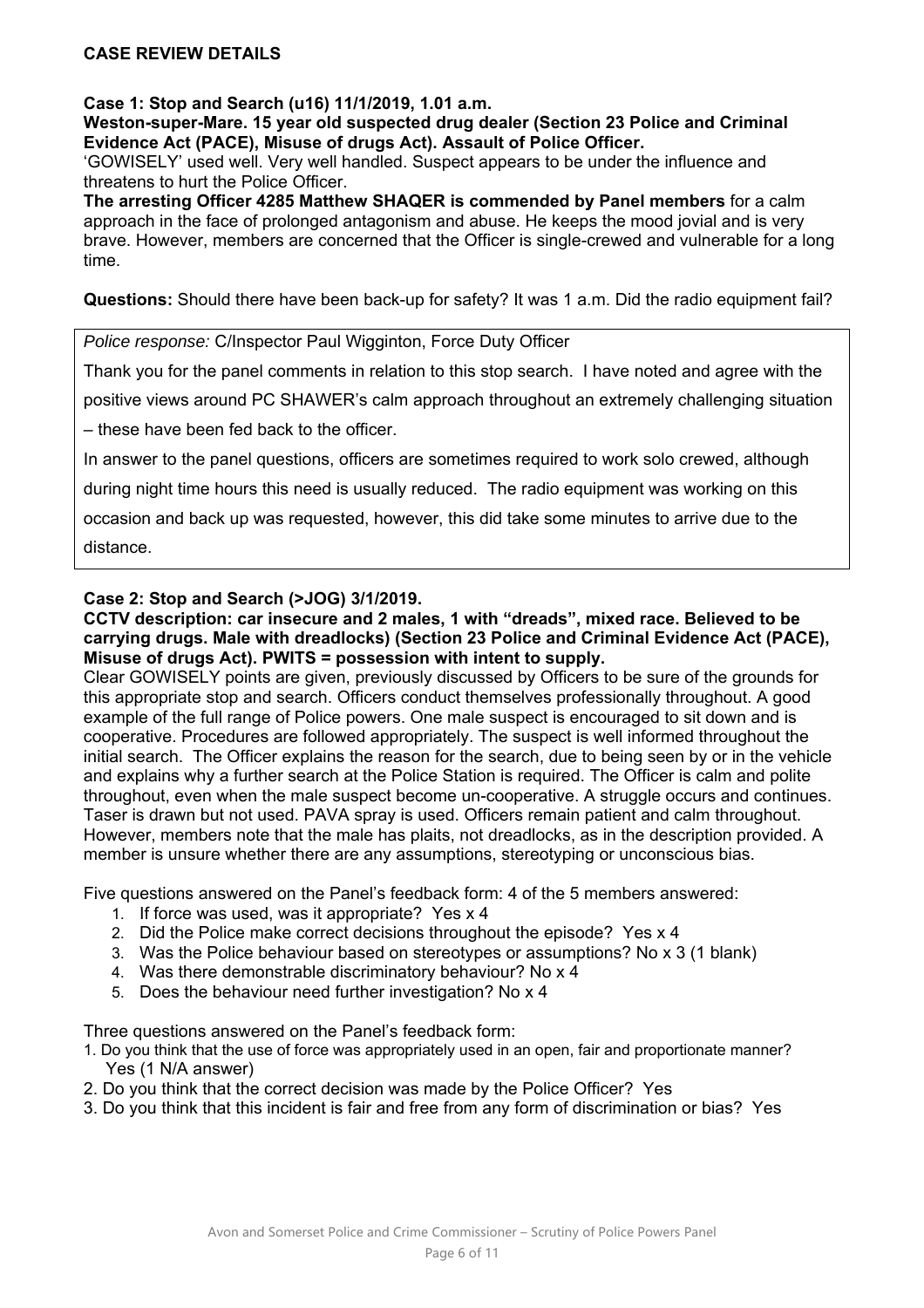**CASE REVIEW DETAILS**

**Case 1: Stop and Search (u16) 11/1/2019, 1.01 a.m.**
**Weston-super-Mare. 15 year old suspected drug dealer (Section 23 Police and Criminal Evidence Act (PACE), Misuse of drugs Act). Assault of Police Officer.**
'GOWISELY' used well. Very well handled. Suspect appears to be under the influence and threatens to hurt the Police Officer.
**The arresting Officer 4285 Matthew SHAQER is commended by Panel members** for a calm approach in the face of prolonged antagonism and abuse. He keeps the mood jovial and is very brave. However, members are concerned that the Officer is single-crewed and vulnerable for a long time.

**Questions:** Should there have been back-up for safety? It was 1 a.m. Did the radio equipment fail?

*Police response:* C/Inspector Paul Wigginton, Force Duty Officer

Thank you for the panel comments in relation to this stop search. I have noted and agree with the positive views around PC SHAWER's calm approach throughout an extremely challenging situation – these have been fed back to the officer.

In answer to the panel questions, officers are sometimes required to work solo crewed, although during night time hours this need is usually reduced. The radio equipment was working on this occasion and back up was requested, however, this did take some minutes to arrive due to the distance.

**Case 2: Stop and Search (>JOG) 3/1/2019.**
**CCTV description: car insecure and 2 males, 1 with "dreads", mixed race. Believed to be carrying drugs. Male with dreadlocks) (Section 23 Police and Criminal Evidence Act (PACE), Misuse of drugs Act). PWITS = possession with intent to supply.**
Clear GOWISELY points are given, previously discussed by Officers to be sure of the grounds for this appropriate stop and search. Officers conduct themselves professionally throughout. A good example of the full range of Police powers. One male suspect is encouraged to sit down and is cooperative. Procedures are followed appropriately. The suspect is well informed throughout the initial search. The Officer explains the reason for the search, due to being seen by or in the vehicle and explains why a further search at the Police Station is required. The Officer is calm and polite throughout, even when the male suspect become un-cooperative. A struggle occurs and continues. Taser is drawn but not used. PAVA spray is used. Officers remain patient and calm throughout. However, members note that the male has plaits, not dreadlocks, as in the description provided. A member is unsure whether there are any assumptions, stereotyping or unconscious bias.

Five questions answered on the Panel's feedback form: 4 of the 5 members answered:

1. If force was used, was it appropriate? Yes x 4
2. Did the Police make correct decisions throughout the episode? Yes x 4
3. Was the Police behaviour based on stereotypes or assumptions? No x 3 (1 blank)
4. Was there demonstrable discriminatory behaviour? No x 4
5. Does the behaviour need further investigation? No x 4

Three questions answered on the Panel's feedback form:

1. Do you think that the use of force was appropriately used in an open, fair and proportionate manner? Yes (1 N/A answer)
2. Do you think that the correct decision was made by the Police Officer? Yes
3. Do you think that this incident is fair and free from any form of discrimination or bias? Yes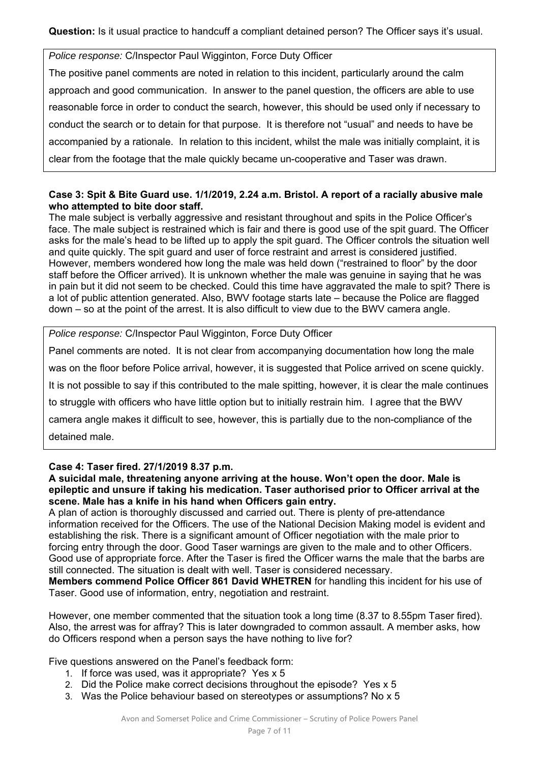**Question:** Is it usual practice to handcuff a compliant detained person? The Officer says it's usual.

*Police response:* C/Inspector Paul Wigginton, Force Duty Officer

The positive panel comments are noted in relation to this incident, particularly around the calm approach and good communication. In answer to the panel question, the officers are able to use reasonable force in order to conduct the search, however, this should be used only if necessary to conduct the search or to detain for that purpose. It is therefore not "usual" and needs to have be accompanied by a rationale. In relation to this incident, whilst the male was initially complaint, it is clear from the footage that the male quickly became un-cooperative and Taser was drawn.

**Case 3: Spit & Bite Guard use. 1/1/2019, 2.24 a.m. Bristol. A report of a racially abusive male who attempted to bite door staff.**

The male subject is verbally aggressive and resistant throughout and spits in the Police Officer's face. The male subject is restrained which is fair and there is good use of the spit guard. The Officer asks for the male's head to be lifted up to apply the spit guard. The Officer controls the situation well and quite quickly. The spit guard and user of force restraint and arrest is considered justified. However, members wondered how long the male was held down ("restrained to floor" by the door staff before the Officer arrived). It is unknown whether the male was genuine in saying that he was in pain but it did not seem to be checked. Could this time have aggravated the male to spit? There is a lot of public attention generated. Also, BWV footage starts late – because the Police are flagged down – so at the point of the arrest. It is also difficult to view due to the BWV camera angle.

*Police response:* C/Inspector Paul Wigginton, Force Duty Officer

Panel comments are noted. It is not clear from accompanying documentation how long the male was on the floor before Police arrival, however, it is suggested that Police arrived on scene quickly. It is not possible to say if this contributed to the male spitting, however, it is clear the male continues to struggle with officers who have little option but to initially restrain him. I agree that the BWV camera angle makes it difficult to see, however, this is partially due to the non-compliance of the detained male.

**Case 4: Taser fired. 27/1/2019 8.37 p.m.**
**A suicidal male, threatening anyone arriving at the house. Won't open the door. Male is epileptic and unsure if taking his medication. Taser authorised prior to Officer arrival at the scene. Male has a knife in his hand when Officers gain entry.**

A plan of action is thoroughly discussed and carried out. There is plenty of pre-attendance information received for the Officers. The use of the National Decision Making model is evident and establishing the risk. There is a significant amount of Officer negotiation with the male prior to forcing entry through the door. Good Taser warnings are given to the male and to other Officers. Good use of appropriate force. After the Taser is fired the Officer warns the male that the barbs are still connected. The situation is dealt with well. Taser is considered necessary.

**Members commend Police Officer 861 David WHETREN** for handling this incident for his use of Taser. Good use of information, entry, negotiation and restraint.

However, one member commented that the situation took a long time (8.37 to 8.55pm Taser fired). Also, the arrest was for affray? This is later downgraded to common assault. A member asks, how do Officers respond when a person says the have nothing to live for?

Five questions answered on the Panel's feedback form:

1. If force was used, was it appropriate? Yes x 5
2. Did the Police make correct decisions throughout the episode? Yes x 5
3. Was the Police behaviour based on stereotypes or assumptions? No x 5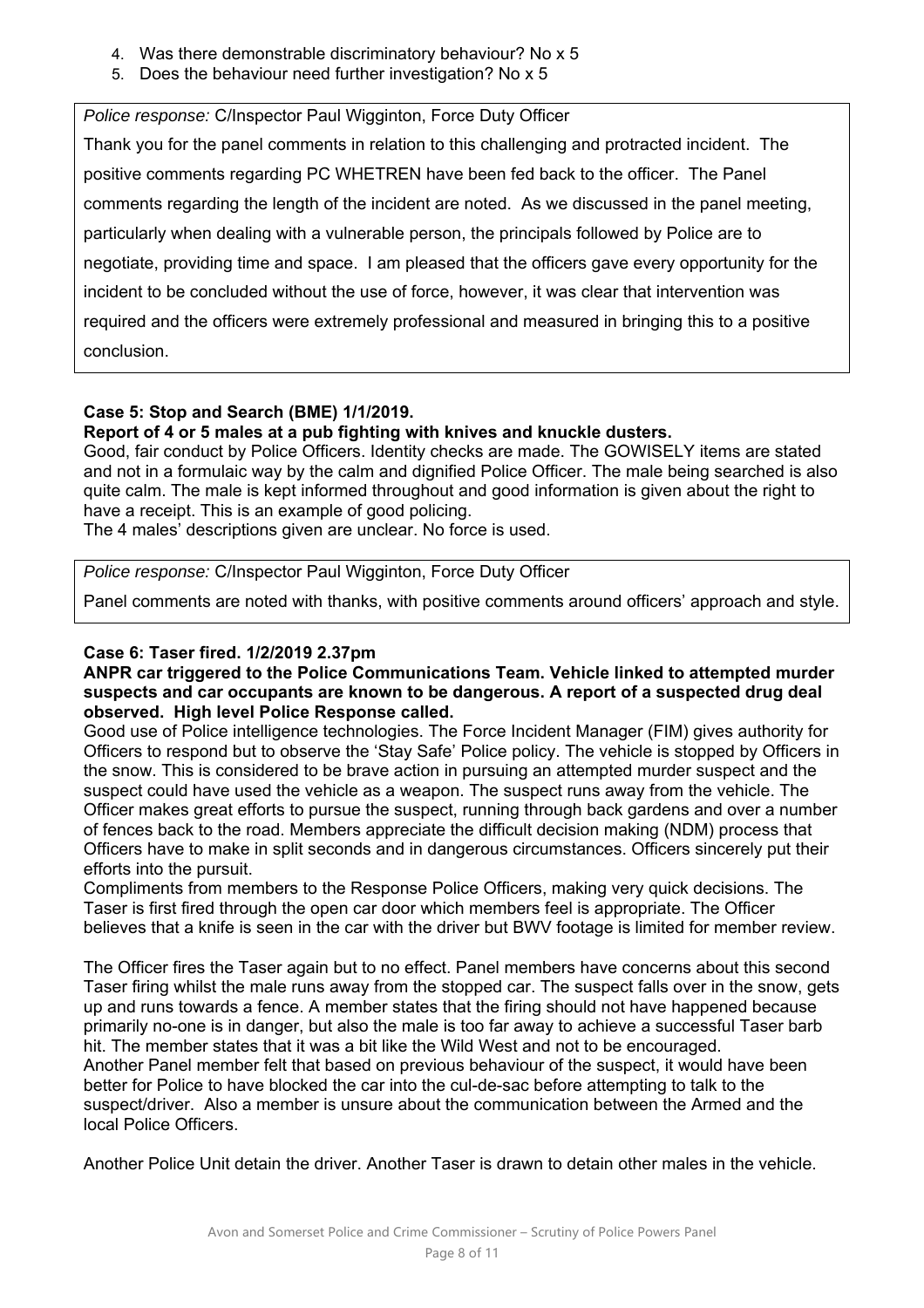4. Was there demonstrable discriminatory behaviour? No x 5
5. Does the behaviour need further investigation? No x 5

*Police response:* C/Inspector Paul Wigginton, Force Duty Officer

Thank you for the panel comments in relation to this challenging and protracted incident. The positive comments regarding PC WHETREN have been fed back to the officer. The Panel comments regarding the length of the incident are noted. As we discussed in the panel meeting, particularly when dealing with a vulnerable person, the principals followed by Police are to negotiate, providing time and space. I am pleased that the officers gave every opportunity for the incident to be concluded without the use of force, however, it was clear that intervention was required and the officers were extremely professional and measured in bringing this to a positive conclusion.

**Case 5: Stop and Search (BME) 1/1/2019.**

**Report of 4 or 5 males at a pub fighting with knives and knuckle dusters.**

Good, fair conduct by Police Officers. Identity checks are made. The GOWISELY items are stated and not in a formulaic way by the calm and dignified Police Officer. The male being searched is also quite calm. The male is kept informed throughout and good information is given about the right to have a receipt. This is an example of good policing.

The 4 males' descriptions given are unclear. No force is used.

*Police response:* C/Inspector Paul Wigginton, Force Duty Officer

Panel comments are noted with thanks, with positive comments around officers' approach and style.

**Case 6: Taser fired. 1/2/2019 2.37pm**

**ANPR car triggered to the Police Communications Team. Vehicle linked to attempted murder suspects and car occupants are known to be dangerous. A report of a suspected drug deal observed. High level Police Response called.**

Good use of Police intelligence technologies. The Force Incident Manager (FIM) gives authority for Officers to respond but to observe the 'Stay Safe' Police policy. The vehicle is stopped by Officers in the snow. This is considered to be brave action in pursuing an attempted murder suspect and the suspect could have used the vehicle as a weapon. The suspect runs away from the vehicle. The Officer makes great efforts to pursue the suspect, running through back gardens and over a number of fences back to the road. Members appreciate the difficult decision making (NDM) process that Officers have to make in split seconds and in dangerous circumstances. Officers sincerely put their efforts into the pursuit.

Compliments from members to the Response Police Officers, making very quick decisions. The Taser is first fired through the open car door which members feel is appropriate. The Officer believes that a knife is seen in the car with the driver but BWV footage is limited for member review.

The Officer fires the Taser again but to no effect. Panel members have concerns about this second Taser firing whilst the male runs away from the stopped car. The suspect falls over in the snow, gets up and runs towards a fence. A member states that the firing should not have happened because primarily no-one is in danger, but also the male is too far away to achieve a successful Taser barb hit. The member states that it was a bit like the Wild West and not to be encouraged.

Another Panel member felt that based on previous behaviour of the suspect, it would have been better for Police to have blocked the car into the cul-de-sac before attempting to talk to the suspect/driver. Also a member is unsure about the communication between the Armed and the local Police Officers.

Another Police Unit detain the driver. Another Taser is drawn to detain other males in the vehicle.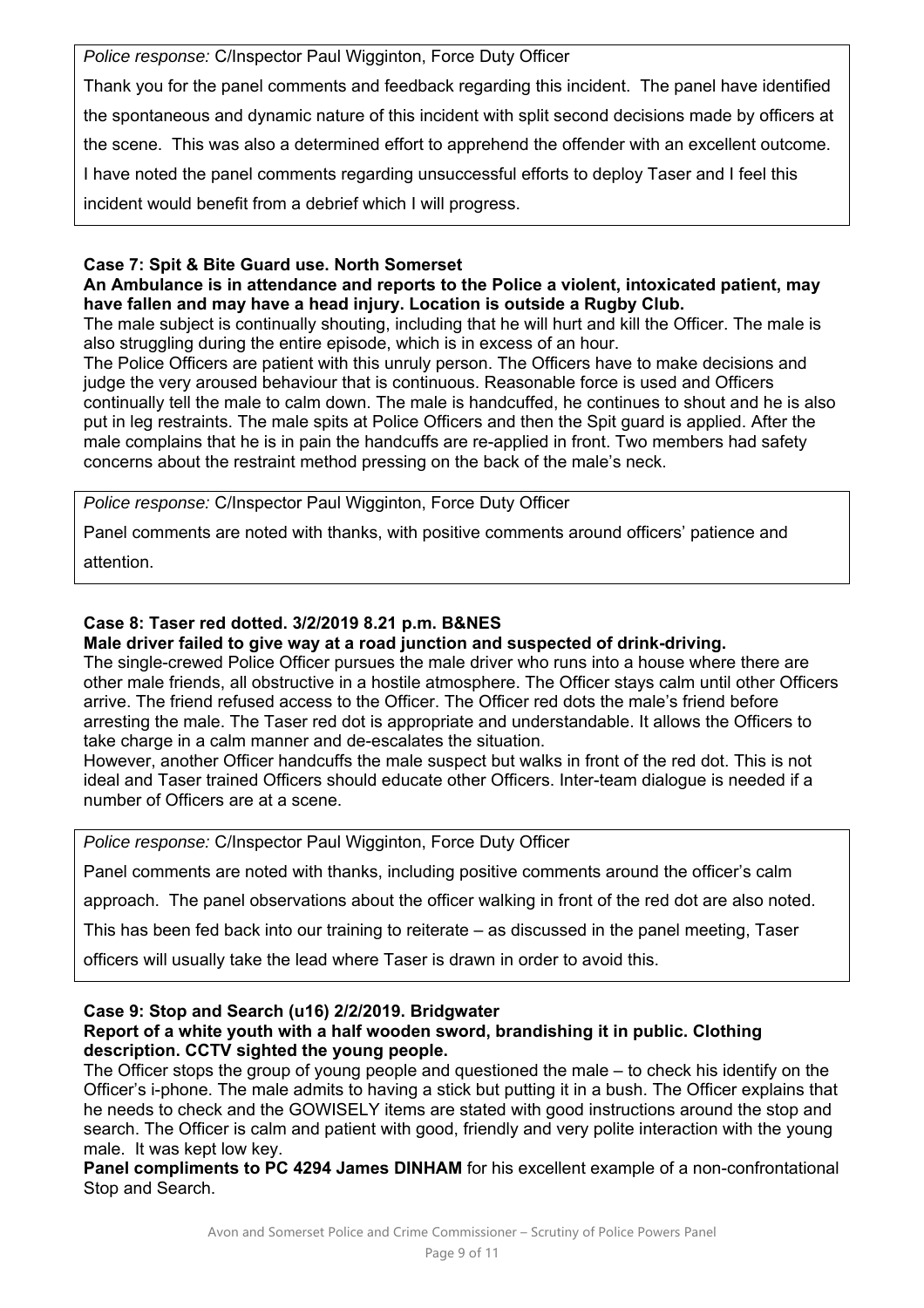*Police response:* C/Inspector Paul Wigginton, Force Duty Officer

Thank you for the panel comments and feedback regarding this incident. The panel have identified the spontaneous and dynamic nature of this incident with split second decisions made by officers at the scene. This was also a determined effort to apprehend the offender with an excellent outcome. I have noted the panel comments regarding unsuccessful efforts to deploy Taser and I feel this incident would benefit from a debrief which I will progress.

**Case 7: Spit & Bite Guard use. North Somerset**

**An Ambulance is in attendance and reports to the Police a violent, intoxicated patient, may have fallen and may have a head injury. Location is outside a Rugby Club.**

The male subject is continually shouting, including that he will hurt and kill the Officer. The male is also struggling during the entire episode, which is in excess of an hour.

The Police Officers are patient with this unruly person. The Officers have to make decisions and judge the very aroused behaviour that is continuous. Reasonable force is used and Officers continually tell the male to calm down. The male is handcuffed, he continues to shout and he is also put in leg restraints. The male spits at Police Officers and then the Spit guard is applied. After the male complains that he is in pain the handcuffs are re-applied in front. Two members had safety concerns about the restraint method pressing on the back of the male's neck.

*Police response:* C/Inspector Paul Wigginton, Force Duty Officer

Panel comments are noted with thanks, with positive comments around officers' patience and attention.

**Case 8: Taser red dotted. 3/2/2019 8.21 p.m. B&NES**

**Male driver failed to give way at a road junction and suspected of drink-driving.**

The single-crewed Police Officer pursues the male driver who runs into a house where there are other male friends, all obstructive in a hostile atmosphere. The Officer stays calm until other Officers arrive. The friend refused access to the Officer. The Officer red dots the male's friend before arresting the male. The Taser red dot is appropriate and understandable. It allows the Officers to take charge in a calm manner and de-escalates the situation.

However, another Officer handcuffs the male suspect but walks in front of the red dot. This is not ideal and Taser trained Officers should educate other Officers. Inter-team dialogue is needed if a number of Officers are at a scene.

*Police response:* C/Inspector Paul Wigginton, Force Duty Officer

Panel comments are noted with thanks, including positive comments around the officer's calm approach. The panel observations about the officer walking in front of the red dot are also noted. This has been fed back into our training to reiterate – as discussed in the panel meeting, Taser officers will usually take the lead where Taser is drawn in order to avoid this.

**Case 9: Stop and Search (u16) 2/2/2019. Bridgwater**

**Report of a white youth with a half wooden sword, brandishing it in public. Clothing description. CCTV sighted the young people.**

The Officer stops the group of young people and questioned the male – to check his identify on the Officer's i-phone. The male admits to having a stick but putting it in a bush. The Officer explains that he needs to check and the GOWISELY items are stated with good instructions around the stop and search. The Officer is calm and patient with good, friendly and very polite interaction with the young male. It was kept low key.

**Panel compliments to PC 4294 James DINHAM** for his excellent example of a non-confrontational Stop and Search.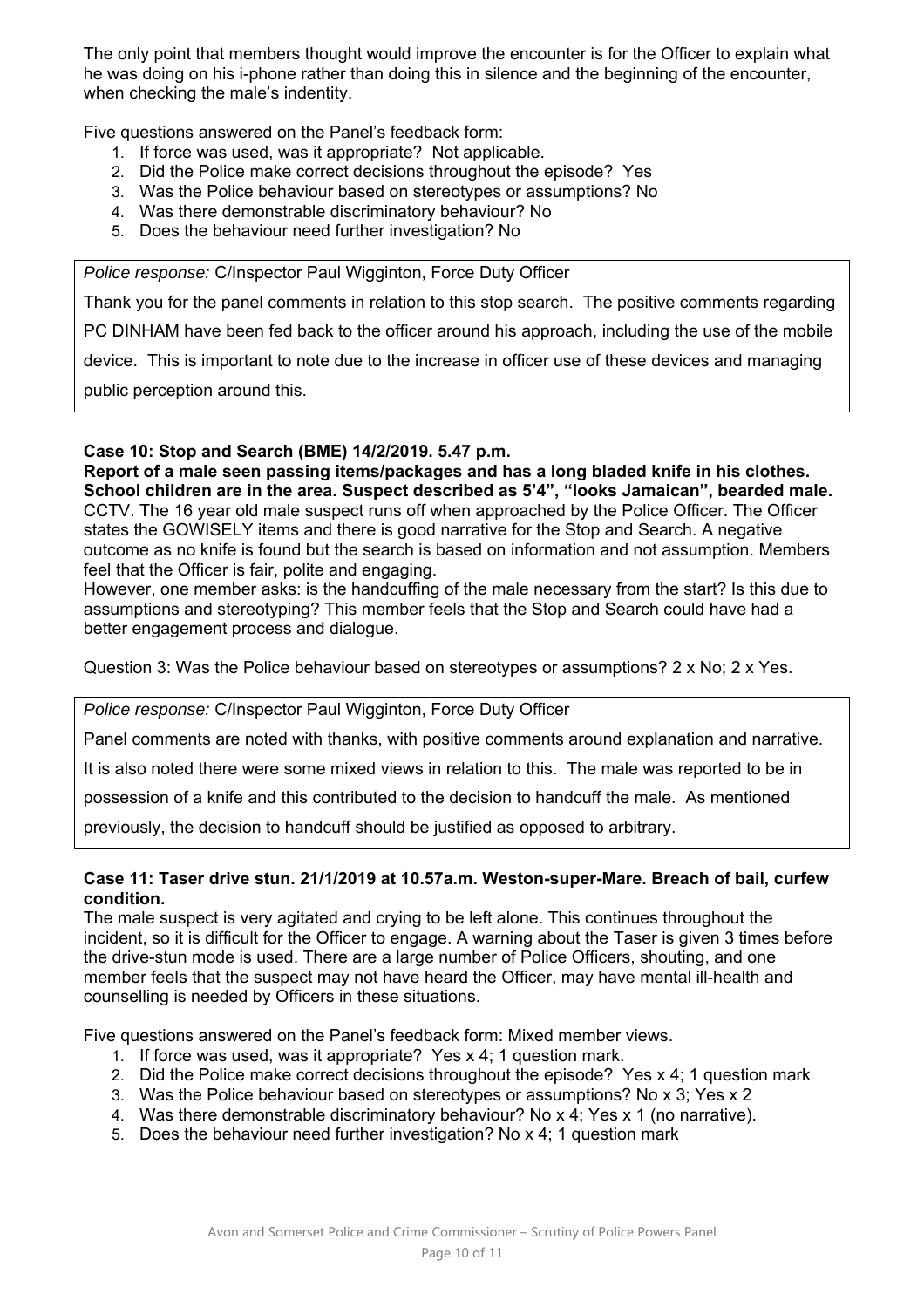The only point that members thought would improve the encounter is for the Officer to explain what he was doing on his i-phone rather than doing this in silence and the beginning of the encounter, when checking the male's indentity.

Five questions answered on the Panel's feedback form:

1. If force was used, was it appropriate? Not applicable.
2. Did the Police make correct decisions throughout the episode? Yes
3. Was the Police behaviour based on stereotypes or assumptions? No
4. Was there demonstrable discriminatory behaviour? No
5. Does the behaviour need further investigation? No

*Police response:* C/Inspector Paul Wigginton, Force Duty Officer

Thank you for the panel comments in relation to this stop search. The positive comments regarding PC DINHAM have been fed back to the officer around his approach, including the use of the mobile device. This is important to note due to the increase in officer use of these devices and managing public perception around this.

**Case 10: Stop and Search (BME) 14/2/2019. 5.47 p.m.**

**Report of a male seen passing items/packages and has a long bladed knife in his clothes. School children are in the area. Suspect described as 5'4", "looks Jamaican", bearded male.** CCTV. The 16 year old male suspect runs off when approached by the Police Officer. The Officer states the GOWISELY items and there is good narrative for the Stop and Search. A negative outcome as no knife is found but the search is based on information and not assumption. Members feel that the Officer is fair, polite and engaging.

However, one member asks: is the handcuffing of the male necessary from the start? Is this due to assumptions and stereotyping? This member feels that the Stop and Search could have had a better engagement process and dialogue.

Question 3: Was the Police behaviour based on stereotypes or assumptions? 2 x No; 2 x Yes.

*Police response:* C/Inspector Paul Wigginton, Force Duty Officer

Panel comments are noted with thanks, with positive comments around explanation and narrative. It is also noted there were some mixed views in relation to this. The male was reported to be in possession of a knife and this contributed to the decision to handcuff the male. As mentioned previously, the decision to handcuff should be justified as opposed to arbitrary.

**Case 11: Taser drive stun. 21/1/2019 at 10.57a.m. Weston-super-Mare. Breach of bail, curfew condition.**

The male suspect is very agitated and crying to be left alone. This continues throughout the incident, so it is difficult for the Officer to engage. A warning about the Taser is given 3 times before the drive-stun mode is used. There are a large number of Police Officers, shouting, and one member feels that the suspect may not have heard the Officer, may have mental ill-health and counselling is needed by Officers in these situations.

Five questions answered on the Panel's feedback form: Mixed member views.

1. If force was used, was it appropriate? Yes x 4; 1 question mark.
2. Did the Police make correct decisions throughout the episode? Yes x 4; 1 question mark
3. Was the Police behaviour based on stereotypes or assumptions? No x 3; Yes x 2
4. Was there demonstrable discriminatory behaviour? No x 4; Yes x 1 (no narrative).
5. Does the behaviour need further investigation? No x 4; 1 question mark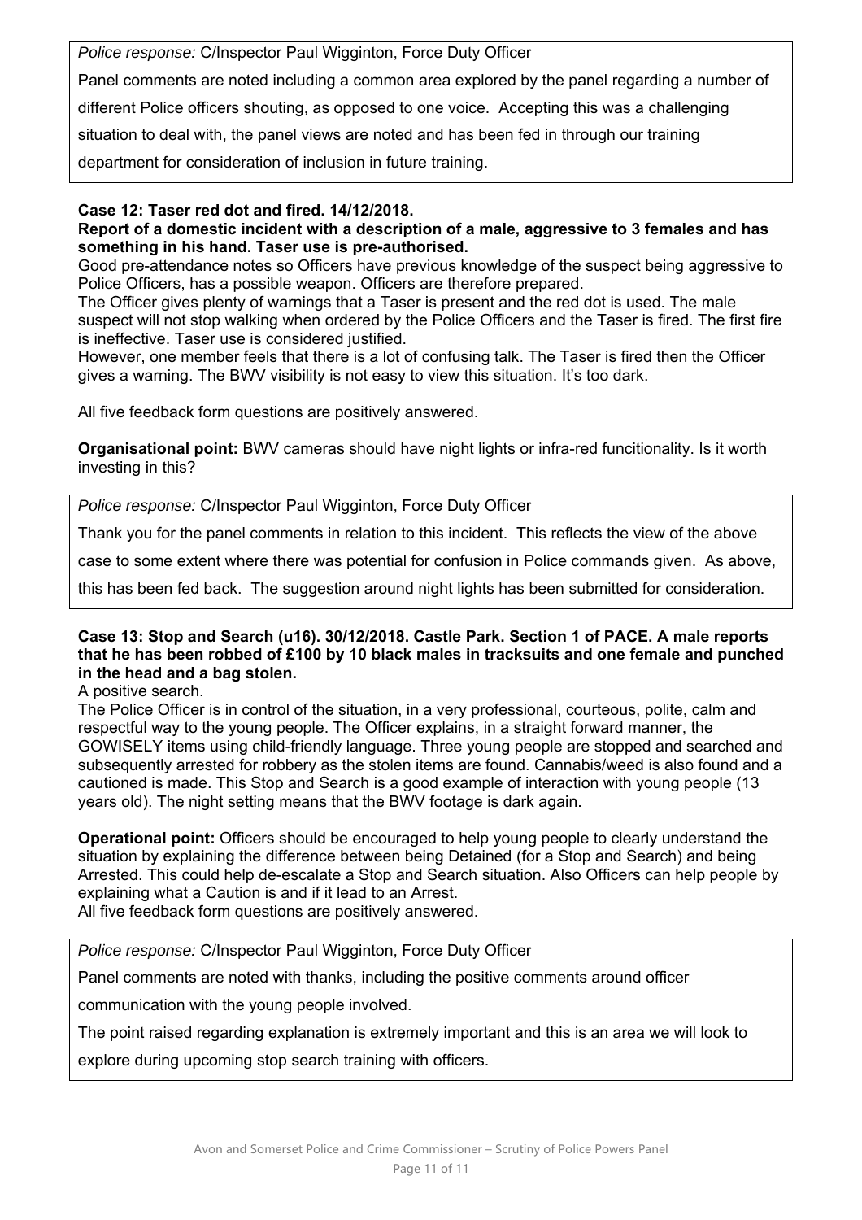*Police response:* C/Inspector Paul Wigginton, Force Duty Officer

Panel comments are noted including a common area explored by the panel regarding a number of different Police officers shouting, as opposed to one voice. Accepting this was a challenging situation to deal with, the panel views are noted and has been fed in through our training department for consideration of inclusion in future training.

**Case 12: Taser red dot and fired. 14/12/2018.**
**Report of a domestic incident with a description of a male, aggressive to 3 females and has something in his hand. Taser use is pre-authorised.**

Good pre-attendance notes so Officers have previous knowledge of the suspect being aggressive to Police Officers, has a possible weapon. Officers are therefore prepared.

The Officer gives plenty of warnings that a Taser is present and the red dot is used. The male suspect will not stop walking when ordered by the Police Officers and the Taser is fired. The first fire is ineffective. Taser use is considered justified.

However, one member feels that there is a lot of confusing talk. The Taser is fired then the Officer gives a warning. The BWV visibility is not easy to view this situation. It's too dark.

All five feedback form questions are positively answered.

**Organisational point:** BWV cameras should have night lights or infra-red funcitionality. Is it worth investing in this?

*Police response:* C/Inspector Paul Wigginton, Force Duty Officer

Thank you for the panel comments in relation to this incident. This reflects the view of the above case to some extent where there was potential for confusion in Police commands given. As above, this has been fed back. The suggestion around night lights has been submitted for consideration.

**Case 13: Stop and Search (u16). 30/12/2018. Castle Park. Section 1 of PACE. A male reports that he has been robbed of £100 by 10 black males in tracksuits and one female and punched in the head and a bag stolen.**

A positive search.

The Police Officer is in control of the situation, in a very professional, courteous, polite, calm and respectful way to the young people. The Officer explains, in a straight forward manner, the GOWISELY items using child-friendly language. Three young people are stopped and searched and subsequently arrested for robbery as the stolen items are found. Cannabis/weed is also found and a cautioned is made. This Stop and Search is a good example of interaction with young people (13 years old). The night setting means that the BWV footage is dark again.

**Operational point:** Officers should be encouraged to help young people to clearly understand the situation by explaining the difference between being Detained (for a Stop and Search) and being Arrested. This could help de-escalate a Stop and Search situation. Also Officers can help people by explaining what a Caution is and if it lead to an Arrest.
All five feedback form questions are positively answered.

*Police response:* C/Inspector Paul Wigginton, Force Duty Officer

Panel comments are noted with thanks, including the positive comments around officer communication with the young people involved.

The point raised regarding explanation is extremely important and this is an area we will look to explore during upcoming stop search training with officers.